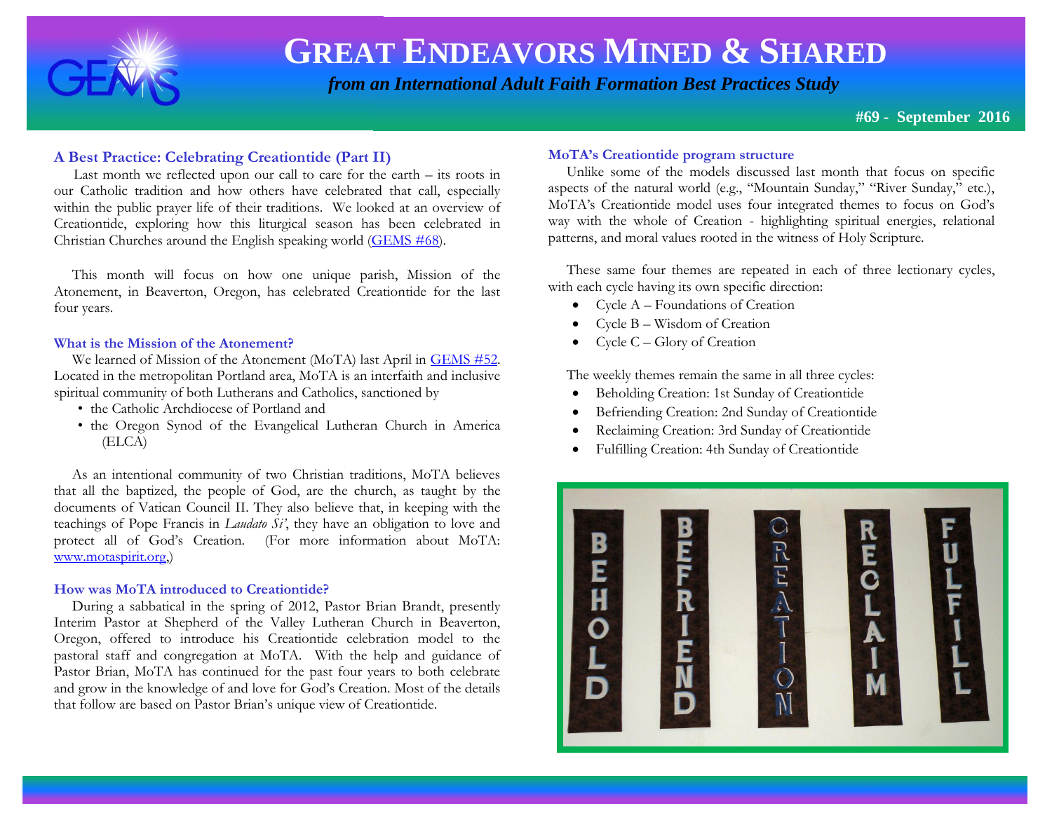# GREAT ENDEAVORS MINED & SHARED

*from an International Adult Faith Formation Best Practices Study*

**#69 - September 2016**

## A Best Practice: Celebrating Creationtide (Part II)

Last month we reflected upon our call to care for the earth – its roots in our Catholic tradition and how others have celebrated that call, especially within the public prayer life of their traditions. We looked at an overview of Creationtide, exploring how this liturgical season has been celebrated in Christian Churches around the English speaking world (GEMS #68).

This month will focus on how one unique parish, Mission of the Atonement, in Beaverton, Oregon, has celebrated Creationtide for the last four years.

### What is the Mission of the Atonement?

We learned of Mission of the Atonement (MoTA) last April in GEMS #52. Located in the metropolitan Portland area, MoTA is an interfaith and inclusive spiritual community of both Lutherans and Catholics, sanctioned by

- the Catholic Archdiocese of Portland and
- the Oregon Synod of the Evangelical Lutheran Church in America (ELCA)

As an intentional community of two Christian traditions, MoTA believes that all the baptized, the people of God, are the church, as taught by the documents of Vatican Council II. They also believe that, in keeping with the teachings of Pope Francis in *Laudato Si'*, they have an obligation to love and protect all of God's Creation. (For more information about MoTA: www.motaspirit.org,)

### How was MoTA introduced to Creationtide?

During a sabbatical in the spring of 2012, Pastor Brian Brandt, presently Interim Pastor at Shepherd of the Valley Lutheran Church in Beaverton, Oregon, offered to introduce his Creationtide celebration model to the pastoral staff and congregation at MoTA. With the help and guidance of Pastor Brian, MoTA has continued for the past four years to both celebrate and grow in the knowledge of and love for God's Creation. Most of the details that follow are based on Pastor Brian's unique view of Creationtide.

### MoTA's Creationtide program structure

Unlike some of the models discussed last month that focus on specific aspects of the natural world (e.g., "Mountain Sunday," "River Sunday," etc.), MoTA's Creationtide model uses four integrated themes to focus on God's way with the whole of Creation - highlighting spiritual energies, relational patterns, and moral values rooted in the witness of Holy Scripture.

These same four themes are repeated in each of three lectionary cycles, with each cycle having its own specific direction:

- Cycle A – Foundations of Creation
- Cycle B – Wisdom of Creation
- Cycle C – Glory of Creation

The weekly themes remain the same in all three cycles:

- Beholding Creation: 1st Sunday of Creationtide
- Befriending Creation: 2nd Sunday of Creationtide
- Reclaiming Creation: 3rd Sunday of Creationtide
- Fulfilling Creation: 4th Sunday of Creationtide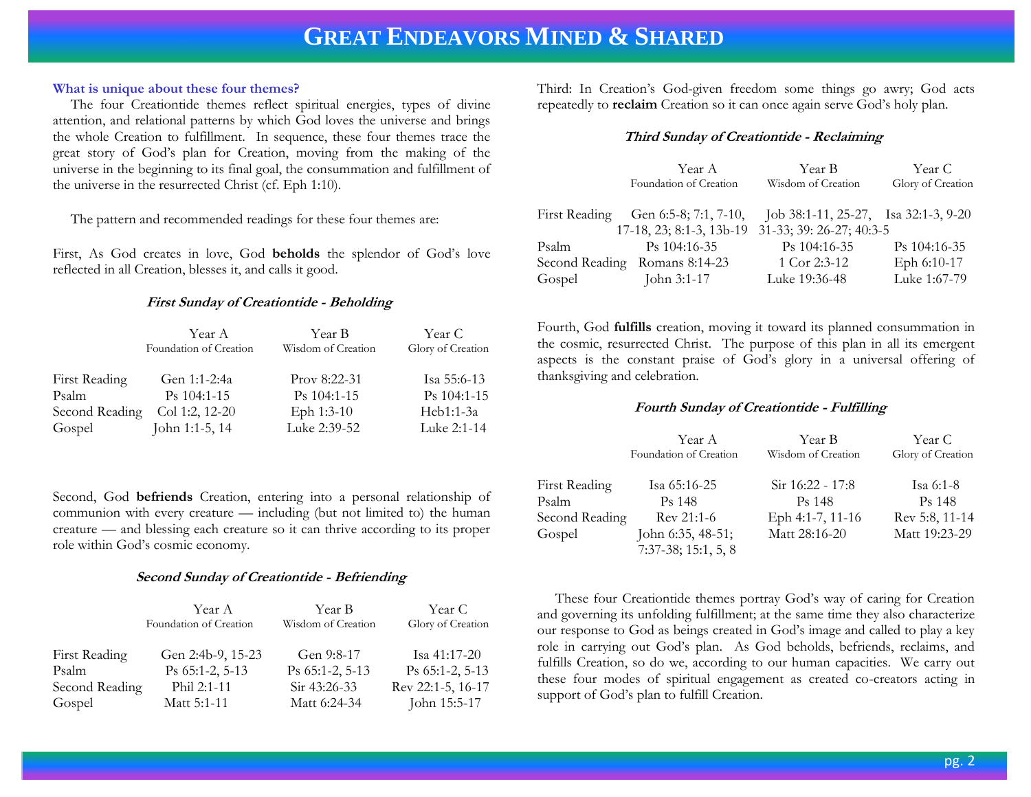# Great Endeavors Mined & Shared

**What is unique about these four themes?**

The four Creationtide themes reflect spiritual energies, types of divine attention, and relational patterns by which God loves the universe and brings the whole Creation to fulfillment. In sequence, these four themes trace the great story of God's plan for Creation, moving from the making of the universe in the beginning to its final goal, the consummation and fulfillment of the universe in the resurrected Christ (cf. Eph 1:10).

The pattern and recommended readings for these four themes are:

First, As God creates in love, God **beholds** the splendor of God's love reflected in all Creation, blesses it, and calls it good.

***First Sunday of Creationtide - Beholding***

| | Year A<br>Foundation of Creation | Year B<br>Wisdom of Creation | Year C<br>Glory of Creation |
|---|---|---|---|
| First Reading | Gen 1:1-2:4a | Prov 8:22-31 | Isa 55:6-13 |
| Psalm | Ps 104:1-15 | Ps 104:1-15 | Ps 104:1-15 |
| Second Reading | Col 1:2, 12-20 | Eph 1:3-10 | Heb1:1-3a |
| Gospel | John 1:1-5, 14 | Luke 2:39-52 | Luke 2:1-14 |

Second, God **befriends** Creation, entering into a personal relationship of communion with every creature — including (but not limited to) the human creature — and blessing each creature so it can thrive according to its proper role within God's cosmic economy.

***Second Sunday of Creationtide - Befriending***

| | Year A<br>Foundation of Creation | Year B<br>Wisdom of Creation | Year C<br>Glory of Creation |
|---|---|---|---|
| First Reading | Gen 2:4b-9, 15-23 | Gen 9:8-17 | Isa 41:17-20 |
| Psalm | Ps 65:1-2, 5-13 | Ps 65:1-2, 5-13 | Ps 65:1-2, 5-13 |
| Second Reading | Phil 2:1-11 | Sir 43:26-33 | Rev 22:1-5, 16-17 |
| Gospel | Matt 5:1-11 | Matt 6:24-34 | John 15:5-17 |

Third: In Creation's God-given freedom some things go awry; God acts repeatedly to **reclaim** Creation so it can once again serve God's holy plan.

***Third Sunday of Creationtide - Reclaiming***

| | Year A<br>Foundation of Creation | Year B<br>Wisdom of Creation | Year C<br>Glory of Creation |
|---|---|---|---|
| First Reading | Gen 6:5-8; 7:1, 7-10, 17-18, 23; 8:1-3, 13b-19 | Job 38:1-11, 25-27, 31-33; 39: 26-27; 40:3-5 | Isa 32:1-3, 9-20 |
| Psalm | Ps 104:16-35 | Ps 104:16-35 | Ps 104:16-35 |
| Second Reading | Romans 8:14-23 | 1 Cor 2:3-12 | Eph 6:10-17 |
| Gospel | John 3:1-17 | Luke 19:36-48 | Luke 1:67-79 |

Fourth, God **fulfills** creation, moving it toward its planned consummation in the cosmic, resurrected Christ. The purpose of this plan in all its emergent aspects is the constant praise of God's glory in a universal offering of thanksgiving and celebration.

***Fourth Sunday of Creationtide - Fulfilling***

| | Year A<br>Foundation of Creation | Year B<br>Wisdom of Creation | Year C<br>Glory of Creation |
|---|---|---|---|
| First Reading | Isa 65:16-25 | Sir 16:22 - 17:8 | Isa 6:1-8 |
| Psalm | Ps 148 | Ps 148 | Ps 148 |
| Second Reading | Rev 21:1-6 | Eph 4:1-7, 11-16 | Rev 5:8, 11-14 |
| Gospel | John 6:35, 48-51; 7:37-38; 15:1, 5, 8 | Matt 28:16-20 | Matt 19:23-29 |

These four Creationtide themes portray God's way of caring for Creation and governing its unfolding fulfillment; at the same time they also characterize our response to God as beings created in God's image and called to play a key role in carrying out God's plan. As God beholds, befriends, reclaims, and fulfills Creation, so do we, according to our human capacities. We carry out these four modes of spiritual engagement as created co-creators acting in support of God's plan to fulfill Creation.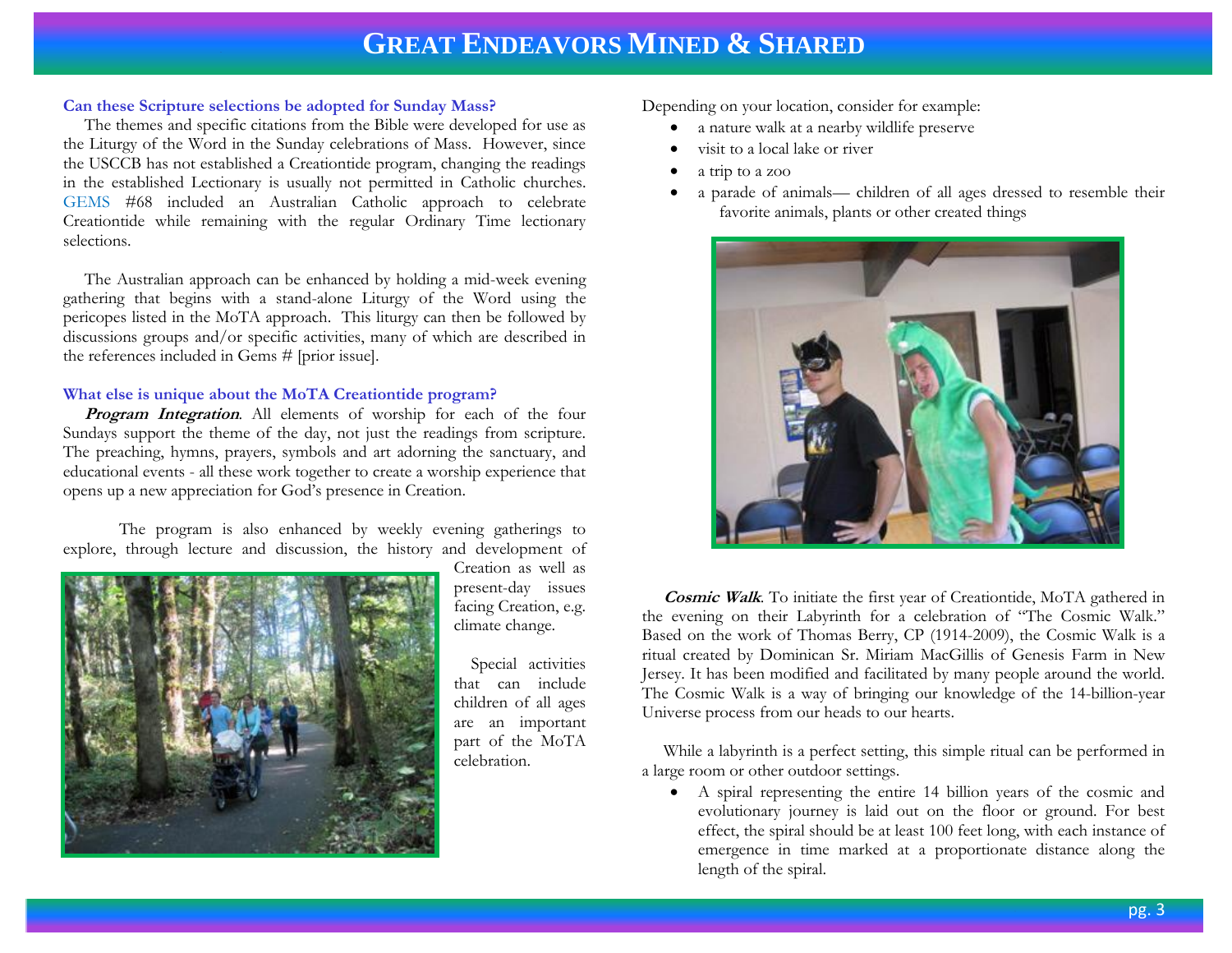# GREAT ENDEAVORS MINED & SHARED

### Can these Scripture selections be adopted for Sunday Mass?

The themes and specific citations from the Bible were developed for use as the Liturgy of the Word in the Sunday celebrations of Mass. However, since the USCCB has not established a Creationtide program, changing the readings in the established Lectionary is usually not permitted in Catholic churches. GEMS #68 included an Australian Catholic approach to celebrate Creationtide while remaining with the regular Ordinary Time lectionary selections.

The Australian approach can be enhanced by holding a mid-week evening gathering that begins with a stand-alone Liturgy of the Word using the pericopes listed in the MoTA approach. This liturgy can then be followed by discussions groups and/or specific activities, many of which are described in the references included in Gems # [prior issue].

### What else is unique about the MoTA Creationtide program?

***Program Integration***. All elements of worship for each of the four Sundays support the theme of the day, not just the readings from scripture. The preaching, hymns, prayers, symbols and art adorning the sanctuary, and educational events - all these work together to create a worship experience that opens up a new appreciation for God's presence in Creation.

The program is also enhanced by weekly evening gatherings to explore, through lecture and discussion, the history and development of Creation as well as present-day issues facing Creation, e.g. climate change.

Special activities that can include children of all ages are an important part of the MoTA celebration.

Depending on your location, consider for example:

- a nature walk at a nearby wildlife preserve
- visit to a local lake or river
- a trip to a zoo
- a parade of animals— children of all ages dressed to resemble their favorite animals, plants or other created things

***Cosmic Walk***. To initiate the first year of Creationtide, MoTA gathered in the evening on their Labyrinth for a celebration of "The Cosmic Walk." Based on the work of Thomas Berry, CP (1914-2009), the Cosmic Walk is a ritual created by Dominican Sr. Miriam MacGillis of Genesis Farm in New Jersey. It has been modified and facilitated by many people around the world. The Cosmic Walk is a way of bringing our knowledge of the 14-billion-year Universe process from our heads to our hearts.

While a labyrinth is a perfect setting, this simple ritual can be performed in a large room or other outdoor settings.

- A spiral representing the entire 14 billion years of the cosmic and evolutionary journey is laid out on the floor or ground. For best effect, the spiral should be at least 100 feet long, with each instance of emergence in time marked at a proportionate distance along the length of the spiral.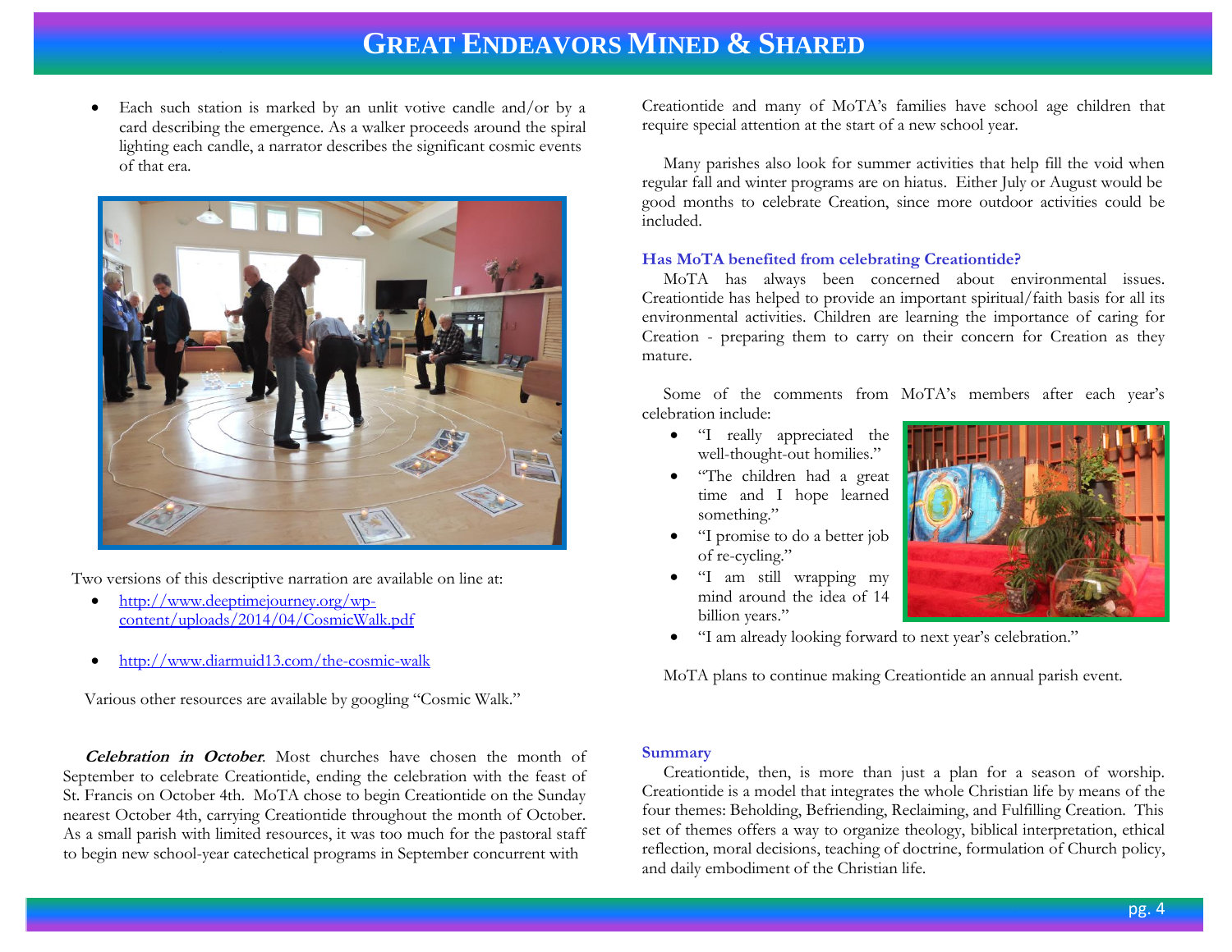- Each such station is marked by an unlit votive candle and/or by a card describing the emergence. As a walker proceeds around the spiral lighting each candle, a narrator describes the significant cosmic events of that era.

Two versions of this descriptive narration are available on line at:

- http://www.deeptimejourney.org/wp-content/uploads/2014/04/CosmicWalk.pdf
- http://www.diarmuid13.com/the-cosmic-walk

Various other resources are available by googling "Cosmic Walk."

***Celebration in October***. Most churches have chosen the month of September to celebrate Creationtide, ending the celebration with the feast of St. Francis on October 4th. MoTA chose to begin Creationtide on the Sunday nearest October 4th, carrying Creationtide throughout the month of October. As a small parish with limited resources, it was too much for the pastoral staff to begin new school-year catechetical programs in September concurrent with Creationtide and many of MoTA's families have school age children that require special attention at the start of a new school year.

Many parishes also look for summer activities that help fill the void when regular fall and winter programs are on hiatus. Either July or August would be good months to celebrate Creation, since more outdoor activities could be included.

### Has MoTA benefited from celebrating Creationtide?

MoTA has always been concerned about environmental issues. Creationtide has helped to provide an important spiritual/faith basis for all its environmental activities. Children are learning the importance of caring for Creation - preparing them to carry on their concern for Creation as they mature.

Some of the comments from MoTA's members after each year's celebration include:

- "I really appreciated the well-thought-out homilies."
- "The children had a great time and I hope learned something."
- "I promise to do a better job of re-cycling."
- "I am still wrapping my mind around the idea of 14 billion years."
- "I am already looking forward to next year's celebration."

MoTA plans to continue making Creationtide an annual parish event.

### Summary

Creationtide, then, is more than just a plan for a season of worship. Creationtide is a model that integrates the whole Christian life by means of the four themes: Beholding, Befriending, Reclaiming, and Fulfilling Creation. This set of themes offers a way to organize theology, biblical interpretation, ethical reflection, moral decisions, teaching of doctrine, formulation of Church policy, and daily embodiment of the Christian life.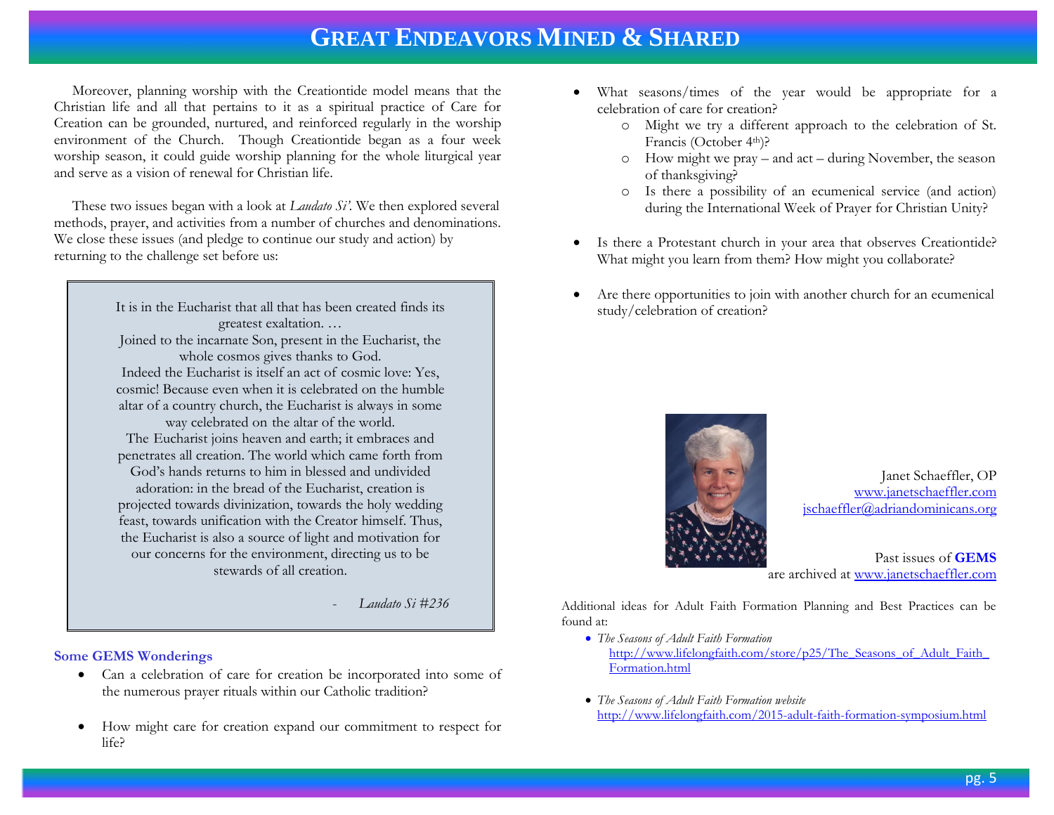Moreover, planning worship with the Creationtide model means that the Christian life and all that pertains to it as a spiritual practice of Care for Creation can be grounded, nurtured, and reinforced regularly in the worship environment of the Church. Though Creationtide began as a four week worship season, it could guide worship planning for the whole liturgical year and serve as a vision of renewal for Christian life.

These two issues began with a look at *Laudato Si'*. We then explored several methods, prayer, and activities from a number of churches and denominations. We close these issues (and pledge to continue our study and action) by returning to the challenge set before us:

> It is in the Eucharist that all that has been created finds its greatest exaltation. …
> Joined to the incarnate Son, present in the Eucharist, the whole cosmos gives thanks to God.
> Indeed the Eucharist is itself an act of cosmic love: Yes, cosmic! Because even when it is celebrated on the humble altar of a country church, the Eucharist is always in some way celebrated on the altar of the world.
> The Eucharist joins heaven and earth; it embraces and penetrates all creation. The world which came forth from God's hands returns to him in blessed and undivided adoration: in the bread of the Eucharist, creation is projected towards divinization, towards the holy wedding feast, towards unification with the Creator himself. Thus, the Eucharist is also a source of light and motivation for our concerns for the environment, directing us to be stewards of all creation.
>
> \- *Laudato Si #236*

### Some GEMS Wonderings

- Can a celebration of care for creation be incorporated into some of the numerous prayer rituals within our Catholic tradition?
- How might care for creation expand our commitment to respect for life?
- What seasons/times of the year would be appropriate for a celebration of care for creation?
  - Might we try a different approach to the celebration of St. Francis (October 4th)?
  - How might we pray – and act – during November, the season of thanksgiving?
  - Is there a possibility of an ecumenical service (and action) during the International Week of Prayer for Christian Unity?
- Is there a Protestant church in your area that observes Creationtide? What might you learn from them? How might you collaborate?
- Are there opportunities to join with another church for an ecumenical study/celebration of creation?

Janet Schaeffler, OP
www.janetschaeffler.com
jschaeffler@adriandominicans.org

Past issues of **GEMS** are archived at www.janetschaeffler.com

Additional ideas for Adult Faith Formation Planning and Best Practices can be found at:

- *The Seasons of Adult Faith Formation*
  http://www.lifelongfaith.com/store/p25/The_Seasons_of_Adult_Faith_Formation.html
- *The Seasons of Adult Faith Formation website*
  http://www.lifelongfaith.com/2015-adult-faith-formation-symposium.html